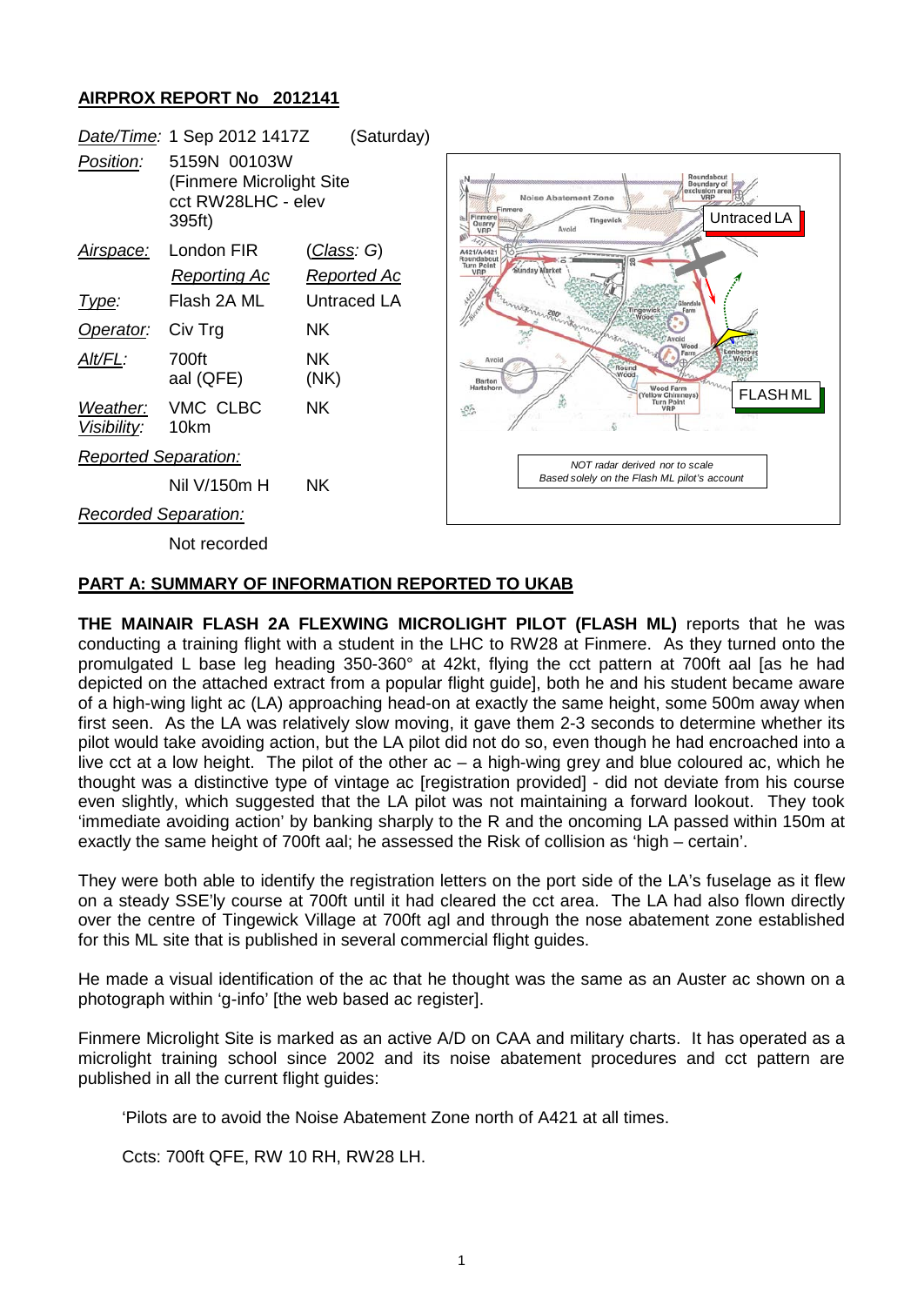## AIRPROX REPORT No 2012141

| | | | |
|---|---|---|---|
| *Date/Time:* | 1 Sep 2012 1417Z | (Saturday) | |
| *Position:* | 5159N 00103W (Finmere Microlight Site cct RW28LHC - elev 395ft) | | |
| *Airspace:* | London FIR | (*Class*: G) | |
| | *Reporting Ac* | *Reported Ac* | |
| *Type:* | Flash 2A ML | Untraced LA | |
| *Operator:* | Civ Trg | NK | |
| *Alt/FL:* | 700ft aal (QFE) | NK (NK) | |
| *Weather:* *Visibility:* | VMC CLBC 10km | NK | |
| *Reported Separation:* | | | |
| | Nil V/150m H | NK | |
| *Recorded Separation:* | | | |
| | Not recorded | | |

NOT radar derived nor to scale
Based solely on the Flash ML pilot's account

### PART A: SUMMARY OF INFORMATION REPORTED TO UKAB

**THE MAINAIR FLASH 2A FLEXWING MICROLIGHT PILOT (FLASH ML)** reports that he was conducting a training flight with a student in the LHC to RW28 at Finmere. As they turned onto the promulgated L base leg heading 350-360° at 42kt, flying the cct pattern at 700ft aal [as he had depicted on the attached extract from a popular flight guide], both he and his student became aware of a high-wing light ac (LA) approaching head-on at exactly the same height, some 500m away when first seen. As the LA was relatively slow moving, it gave them 2-3 seconds to determine whether its pilot would take avoiding action, but the LA pilot did not do so, even though he had encroached into a live cct at a low height. The pilot of the other ac – a high-wing grey and blue coloured ac, which he thought was a distinctive type of vintage ac [registration provided] - did not deviate from his course even slightly, which suggested that the LA pilot was not maintaining a forward lookout. They took 'immediate avoiding action' by banking sharply to the R and the oncoming LA passed within 150m at exactly the same height of 700ft aal; he assessed the Risk of collision as 'high – certain'.

They were both able to identify the registration letters on the port side of the LA's fuselage as it flew on a steady SSE'ly course at 700ft until it had cleared the cct area. The LA had also flown directly over the centre of Tingewick Village at 700ft agl and through the nose abatement zone established for this ML site that is published in several commercial flight guides.

He made a visual identification of the ac that he thought was the same as an Auster ac shown on a photograph within 'g-info' [the web based ac register].

Finmere Microlight Site is marked as an active A/D on CAA and military charts. It has operated as a microlight training school since 2002 and its noise abatement procedures and cct pattern are published in all the current flight guides:

> 'Pilots are to avoid the Noise Abatement Zone north of A421 at all times.
>
> Ccts: 700ft QFE, RW 10 RH, RW28 LH.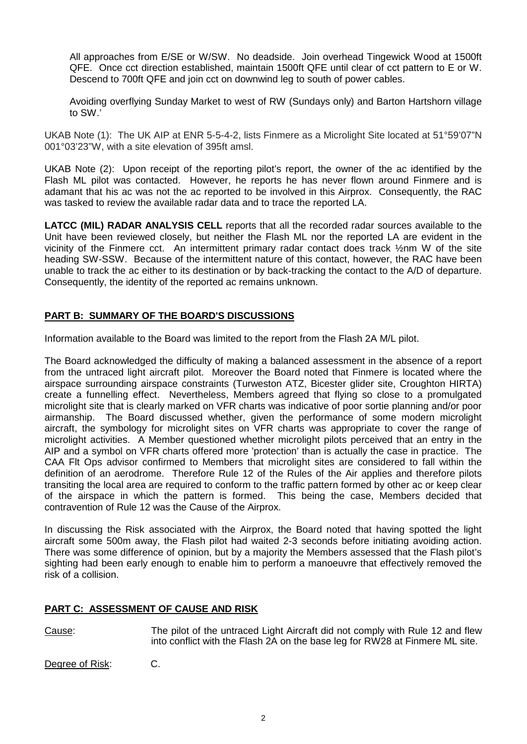All approaches from E/SE or W/SW. No deadside. Join overhead Tingewick Wood at 1500ft QFE. Once cct direction established, maintain 1500ft QFE until clear of cct pattern to E or W. Descend to 700ft QFE and join cct on downwind leg to south of power cables.

Avoiding overflying Sunday Market to west of RW (Sundays only) and Barton Hartshorn village to SW.'

UKAB Note (1): The UK AIP at ENR 5-5-4-2, lists Finmere as a Microlight Site located at 51°59'07"N 001°03'23"W, with a site elevation of 395ft amsl.

UKAB Note (2): Upon receipt of the reporting pilot's report, the owner of the ac identified by the Flash ML pilot was contacted. However, he reports he has never flown around Finmere and is adamant that his ac was not the ac reported to be involved in this Airprox. Consequently, the RAC was tasked to review the available radar data and to trace the reported LA.

**LATCC (MIL) RADAR ANALYSIS CELL** reports that all the recorded radar sources available to the Unit have been reviewed closely, but neither the Flash ML nor the reported LA are evident in the vicinity of the Finmere cct. An intermittent primary radar contact does track ½nm W of the site heading SW-SSW. Because of the intermittent nature of this contact, however, the RAC have been unable to track the ac either to its destination or by back-tracking the contact to the A/D of departure. Consequently, the identity of the reported ac remains unknown.

## PART B: SUMMARY OF THE BOARD'S DISCUSSIONS

Information available to the Board was limited to the report from the Flash 2A M/L pilot.

The Board acknowledged the difficulty of making a balanced assessment in the absence of a report from the untraced light aircraft pilot. Moreover the Board noted that Finmere is located where the airspace surrounding airspace constraints (Turweston ATZ, Bicester glider site, Croughton HIRTA) create a funnelling effect. Nevertheless, Members agreed that flying so close to a promulgated microlight site that is clearly marked on VFR charts was indicative of poor sortie planning and/or poor airmanship. The Board discussed whether, given the performance of some modern microlight aircraft, the symbology for microlight sites on VFR charts was appropriate to cover the range of microlight activities. A Member questioned whether microlight pilots perceived that an entry in the AIP and a symbol on VFR charts offered more 'protection' than is actually the case in practice. The CAA Flt Ops advisor confirmed to Members that microlight sites are considered to fall within the definition of an aerodrome. Therefore Rule 12 of the Rules of the Air applies and therefore pilots transiting the local area are required to conform to the traffic pattern formed by other ac or keep clear of the airspace in which the pattern is formed. This being the case, Members decided that contravention of Rule 12 was the Cause of the Airprox.

In discussing the Risk associated with the Airprox, the Board noted that having spotted the light aircraft some 500m away, the Flash pilot had waited 2-3 seconds before initiating avoiding action. There was some difference of opinion, but by a majority the Members assessed that the Flash pilot's sighting had been early enough to enable him to perform a manoeuvre that effectively removed the risk of a collision.

## PART C: ASSESSMENT OF CAUSE AND RISK

Cause: The pilot of the untraced Light Aircraft did not comply with Rule 12 and flew into conflict with the Flash 2A on the base leg for RW28 at Finmere ML site.

Degree of Risk: C.